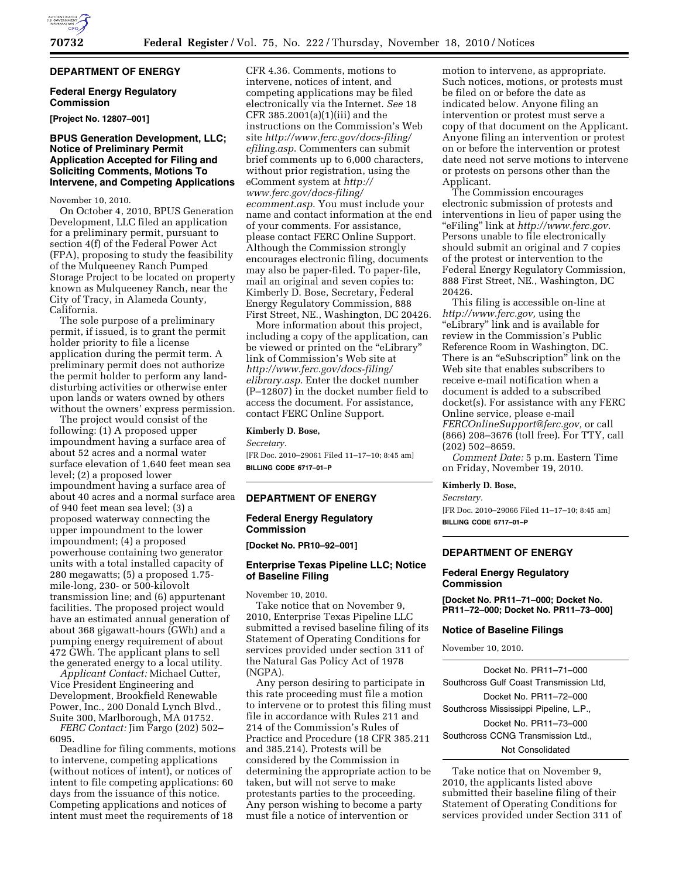## DEPARTMENT OF ENERGY

### Federal Energy Regulatory Commission

**[Project No. 12807–001]**

### BPUS Generation Development, LLC; Notice of Preliminary Permit Application Accepted for Filing and Soliciting Comments, Motions To Intervene, and Competing Applications

November 10, 2010.

On October 4, 2010, BPUS Generation Development, LLC filed an application for a preliminary permit, pursuant to section 4(f) of the Federal Power Act (FPA), proposing to study the feasibility of the Mulqueeney Ranch Pumped Storage Project to be located on property known as Mulqueeney Ranch, near the City of Tracy, in Alameda County, California.

The sole purpose of a preliminary permit, if issued, is to grant the permit holder priority to file a license application during the permit term. A preliminary permit does not authorize the permit holder to perform any land-disturbing activities or otherwise enter upon lands or waters owned by others without the owners' express permission.

The project would consist of the following: (1) A proposed upper impoundment having a surface area of about 52 acres and a normal water surface elevation of 1,640 feet mean sea level; (2) a proposed lower impoundment having a surface area of about 40 acres and a normal surface area of 940 feet mean sea level; (3) a proposed waterway connecting the upper impoundment to the lower impoundment; (4) a proposed powerhouse containing two generator units with a total installed capacity of 280 megawatts; (5) a proposed 1.75-mile-long, 230- or 500-kilovolt transmission line; and (6) appurtenant facilities. The proposed project would have an estimated annual generation of about 368 gigawatt-hours (GWh) and a pumping energy requirement of about 472 GWh. The applicant plans to sell the generated energy to a local utility.

*Applicant Contact:* Michael Cutter, Vice President Engineering and Development, Brookfield Renewable Power, Inc., 200 Donald Lynch Blvd., Suite 300, Marlborough, MA 01752.

*FERC Contact:* Jim Fargo (202) 502–6095.

Deadline for filing comments, motions to intervene, competing applications (without notices of intent), or notices of intent to file competing applications: 60 days from the issuance of this notice. Competing applications and notices of intent must meet the requirements of 18 CFR 4.36. Comments, motions to intervene, notices of intent, and competing applications may be filed electronically via the Internet. *See* 18 CFR 385.2001(a)(1)(iii) and the instructions on the Commission's Web site *http://www.ferc.gov/docs-filing/efiling.asp*. Commenters can submit brief comments up to 6,000 characters, without prior registration, using the eComment system at *http://www.ferc.gov/docs-filing/ecomment.asp*. You must include your name and contact information at the end of your comments. For assistance, please contact FERC Online Support. Although the Commission strongly encourages electronic filing, documents may also be paper-filed. To paper-file, mail an original and seven copies to: Kimberly D. Bose, Secretary, Federal Energy Regulatory Commission, 888 First Street, NE., Washington, DC 20426.

More information about this project, including a copy of the application, can be viewed or printed on the "eLibrary" link of Commission's Web site at *http://www.ferc.gov/docs-filing/elibrary.asp*. Enter the docket number (P–12807) in the docket number field to access the document. For assistance, contact FERC Online Support.

**Kimberly D. Bose,**

*Secretary.*

[FR Doc. 2010–29061 Filed 11–17–10; 8:45 am]

**BILLING CODE 6717–01–P**

## DEPARTMENT OF ENERGY

### Federal Energy Regulatory Commission

**[Docket No. PR10–92–001]**

### Enterprise Texas Pipeline LLC; Notice of Baseline Filing

November 10, 2010.

Take notice that on November 9, 2010, Enterprise Texas Pipeline LLC submitted a revised baseline filing of its Statement of Operating Conditions for services provided under section 311 of the Natural Gas Policy Act of 1978 (NGPA).

Any person desiring to participate in this rate proceeding must file a motion to intervene or to protest this filing must file in accordance with Rules 211 and 214 of the Commission's Rules of Practice and Procedure (18 CFR 385.211 and 385.214). Protests will be considered by the Commission in determining the appropriate action to be taken, but will not serve to make protestants parties to the proceeding. Any person wishing to become a party must file a notice of intervention or motion to intervene, as appropriate. Such notices, motions, or protests must be filed on or before the date as indicated below. Anyone filing an intervention or protest must serve a copy of that document on the Applicant. Anyone filing an intervention or protest on or before the intervention or protest date need not serve motions to intervene or protests on persons other than the Applicant.

The Commission encourages electronic submission of protests and interventions in lieu of paper using the "eFiling" link at *http://www.ferc.gov.* Persons unable to file electronically should submit an original and 7 copies of the protest or intervention to the Federal Energy Regulatory Commission, 888 First Street, NE., Washington, DC 20426.

This filing is accessible on-line at *http://www.ferc.gov,* using the "eLibrary" link and is available for review in the Commission's Public Reference Room in Washington, DC. There is an "eSubscription" link on the Web site that enables subscribers to receive e-mail notification when a document is added to a subscribed docket(s). For assistance with any FERC Online service, please e-mail *FERCOnlineSupport@ferc.gov,* or call (866) 208–3676 (toll free). For TTY, call (202) 502–8659.

*Comment Date:* 5 p.m. Eastern Time on Friday, November 19, 2010.

**Kimberly D. Bose,**

*Secretary.*

[FR Doc. 2010–29066 Filed 11–17–10; 8:45 am]

**BILLING CODE 6717–01–P**

## DEPARTMENT OF ENERGY

### Federal Energy Regulatory Commission

**[Docket No. PR11–71–000; Docket No. PR11–72–000; Docket No. PR11–73–000]**

### Notice of Baseline Filings

November 10, 2010.

| |
|---|
| Docket No. PR11–71–000 |
| Southcross Gulf Coast Transmission Ltd, |
| Docket No. PR11–72–000 |
| Southcross Mississippi Pipeline, L.P., |
| Docket No. PR11–73–000 |
| Southcross CCNG Transmission Ltd., |
| Not Consolidated |

Take notice that on November 9, 2010, the applicants listed above submitted their baseline filing of their Statement of Operating Conditions for services provided under Section 311 of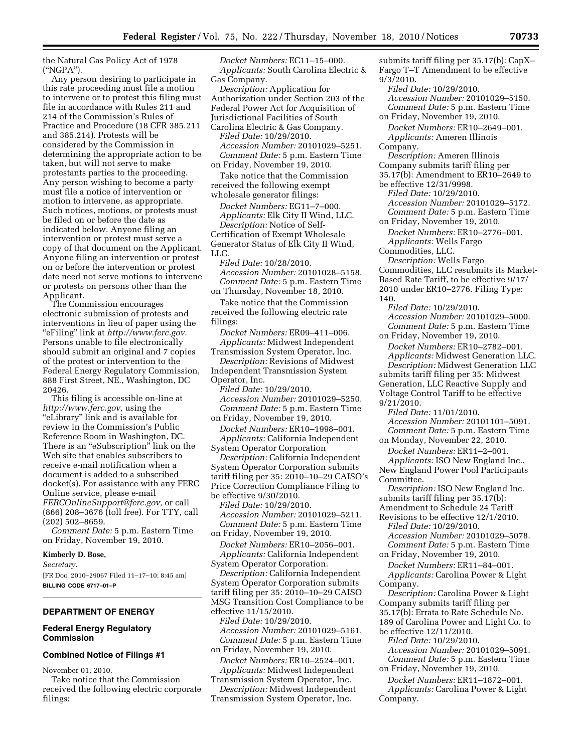the Natural Gas Policy Act of 1978 ("NGPA").

Any person desiring to participate in this rate proceeding must file a motion to intervene or to protest this filing must file in accordance with Rules 211 and 214 of the Commission's Rules of Practice and Procedure (18 CFR 385.211 and 385.214). Protests will be considered by the Commission in determining the appropriate action to be taken, but will not serve to make protestants parties to the proceeding. Any person wishing to become a party must file a notice of intervention or motion to intervene, as appropriate. Such notices, motions, or protests must be filed on or before the date as indicated below. Anyone filing an intervention or protest must serve a copy of that document on the Applicant. Anyone filing an intervention or protest on or before the intervention or protest date need not serve motions to intervene or protests on persons other than the Applicant.

The Commission encourages electronic submission of protests and interventions in lieu of paper using the "eFiling" link at *http://www.ferc.gov*. Persons unable to file electronically should submit an original and 7 copies of the protest or intervention to the Federal Energy Regulatory Commission, 888 First Street, NE., Washington, DC 20426.

This filing is accessible on-line at *http://www.ferc.gov*, using the "eLibrary" link and is available for review in the Commission's Public Reference Room in Washington, DC. There is an "eSubscription" link on the Web site that enables subscribers to receive e-mail notification when a document is added to a subscribed docket(s). For assistance with any FERC Online service, please e-mail *FERCOnlineSupport@ferc.gov*, or call (866) 208–3676 (toll free). For TTY, call (202) 502–8659.

*Comment Date:* 5 p.m. Eastern Time on Friday, November 19, 2010.

**Kimberly D. Bose,**

*Secretary.*

[FR Doc. 2010–29067 Filed 11–17–10; 8:45 am]

**BILLING CODE 6717–01–P**

## DEPARTMENT OF ENERGY

### Federal Energy Regulatory Commission

### Combined Notice of Filings #1

November 01, 2010.

Take notice that the Commission received the following electric corporate filings:

*Docket Numbers:* EC11–15–000.
*Applicants:* South Carolina Electric & Gas Company.
*Description:* Application for Authorization under Section 203 of the Federal Power Act for Acquisition of Jurisdictional Facilities of South Carolina Electric & Gas Company.
*Filed Date:* 10/29/2010.
*Accession Number:* 20101029–5251.
*Comment Date:* 5 p.m. Eastern Time on Friday, November 19, 2010.

Take notice that the Commission received the following exempt wholesale generator filings:

*Docket Numbers:* EG11–7–000.
*Applicants:* Elk City II Wind, LLC.
*Description:* Notice of Self-Certification of Exempt Wholesale Generator Status of Elk City II Wind, LLC.
*Filed Date:* 10/28/2010.
*Accession Number:* 20101028–5158.
*Comment Date:* 5 p.m. Eastern Time on Thursday, November 18, 2010.

Take notice that the Commission received the following electric rate filings:

*Docket Numbers:* ER09–411–006.
*Applicants:* Midwest Independent Transmission System Operator, Inc.
*Description:* Revisions of Midwest Independent Transmission System Operator, Inc.
*Filed Date:* 10/29/2010.
*Accession Number:* 20101029–5250.
*Comment Date:* 5 p.m. Eastern Time on Friday, November 19, 2010.

*Docket Numbers:* ER10–1998–001.
*Applicants:* California Independent System Operator Corporation
*Description:* California Independent System Operator Corporation submits tariff filing per 35: 2010–10–29 CAISO's Price Correction Compliance Filing to be effective 9/30/2010.
*Filed Date:* 10/29/2010.
*Accession Number:* 20101029–5211.
*Comment Date:* 5 p.m. Eastern Time on Friday, November 19, 2010.

*Docket Numbers:* ER10–2056–001.
*Applicants:* California Independent System Operator Corporation.
*Description:* California Independent System Operator Corporation submits tariff filing per 35: 2010–10–29 CAISO MSG Transition Cost Compliance to be effective 11/15/2010.
*Filed Date:* 10/29/2010.
*Accession Number:* 20101029–5161.
*Comment Date:* 5 p.m. Eastern Time on Friday, November 19, 2010.

*Docket Numbers:* ER10–2524–001.
*Applicants:* Midwest Independent Transmission System Operator, Inc.
*Description:* Midwest Independent Transmission System Operator, Inc. submits tariff filing per 35.17(b): CapX–Fargo T–T Amendment to be effective 9/3/2010.
*Filed Date:* 10/29/2010.
*Accession Number:* 20101029–5150.
*Comment Date:* 5 p.m. Eastern Time on Friday, November 19, 2010.

*Docket Numbers:* ER10–2649–001.
*Applicants:* Ameren Illinois Company.
*Description:* Ameren Illinois Company submits tariff filing per 35.17(b): Amendment to ER10–2649 to be effective 12/31/9998.
*Filed Date:* 10/29/2010.
*Accession Number:* 20101029–5172.
*Comment Date:* 5 p.m. Eastern Time on Friday, November 19, 2010.

*Docket Numbers:* ER10–2776–001.
*Applicants:* Wells Fargo Commodities, LLC.
*Description:* Wells Fargo Commodities, LLC resubmits its Market-Based Rate Tariff, to be effective 9/17/2010 under ER10–2776. Filing Type: 140.
*Filed Date:* 10/29/2010.
*Accession Number:* 20101029–5000.
*Comment Date:* 5 p.m. Eastern Time on Friday, November 19, 2010.

*Docket Numbers:* ER10–2782–001.
*Applicants:* Midwest Generation LLC.
*Description:* Midwest Generation LLC submits tariff filing per 35: Midwest Generation, LLC Reactive Supply and Voltage Control Tariff to be effective 9/21/2010.
*Filed Date:* 11/01/2010.
*Accession Number:* 20101101–5091.
*Comment Date:* 5 p.m. Eastern Time on Monday, November 22, 2010.

*Docket Numbers:* ER11–2–001.
*Applicants:* ISO New England Inc., New England Power Pool Participants Committee.
*Description:* ISO New England Inc. submits tariff filing per 35.17(b): Amendment to Schedule 24 Tariff Revisions to be effective 12/1/2010.
*Filed Date:* 10/29/2010.
*Accession Number:* 20101029–5078.
*Comment Date:* 5 p.m. Eastern Time on Friday, November 19, 2010.

*Docket Numbers:* ER11–84–001.
*Applicants:* Carolina Power & Light Company.
*Description:* Carolina Power & Light Company submits tariff filing per 35.17(b): Errata to Rate Schedule No. 189 of Carolina Power and Light Co. to be effective 12/11/2010.
*Filed Date:* 10/29/2010.
*Accession Number:* 20101029–5091.
*Comment Date:* 5 p.m. Eastern Time on Friday, November 19, 2010.

*Docket Numbers:* ER11–1872–001.
*Applicants:* Carolina Power & Light Company.